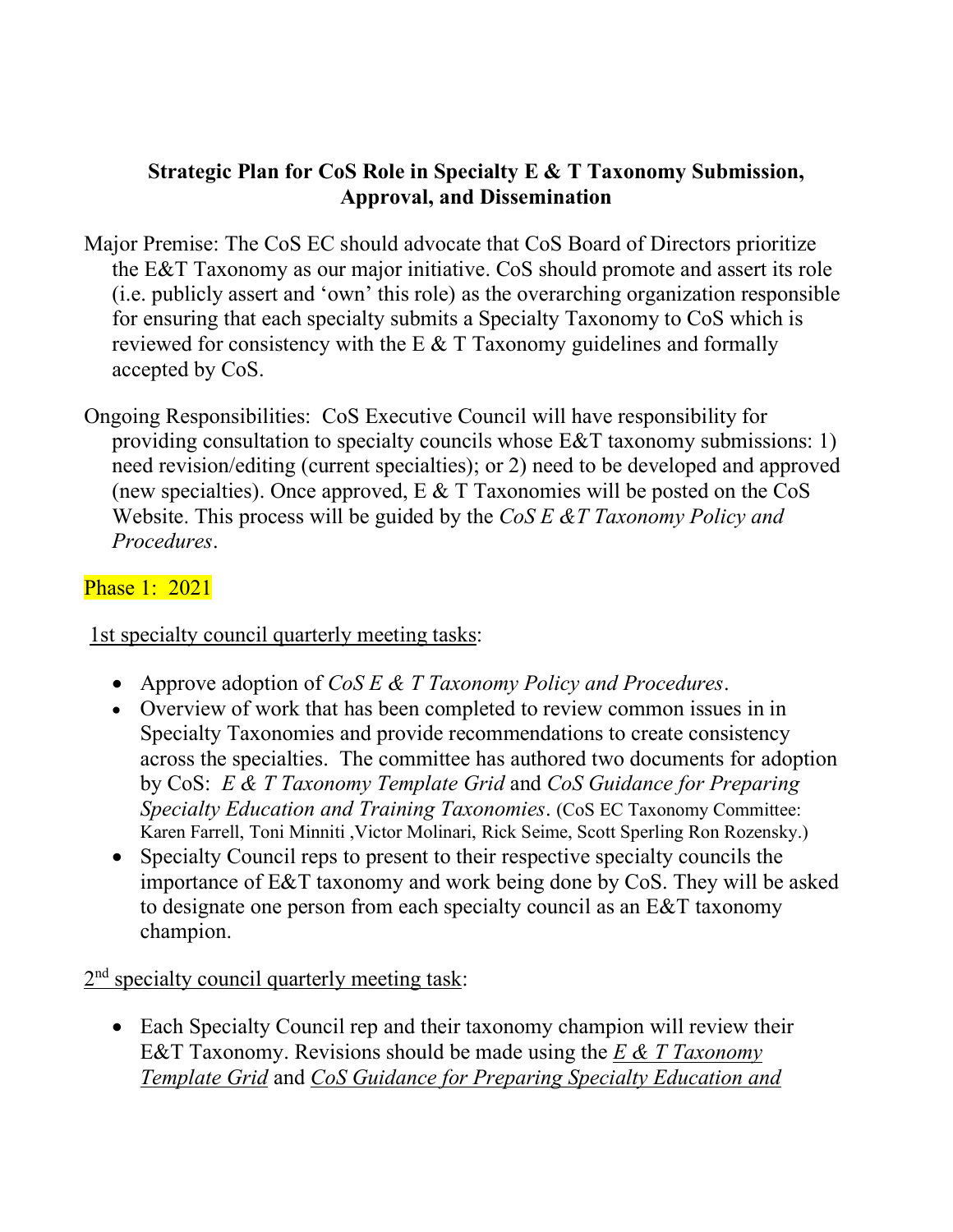**Strategic Plan for CoS Role in Specialty E & T Taxonomy Submission, Approval, and Dissemination**

Major Premise: The CoS EC should advocate that CoS Board of Directors prioritize the E&T Taxonomy as our major initiative. CoS should promote and assert its role (i.e. publicly assert and 'own' this role) as the overarching organization responsible for ensuring that each specialty submits a Specialty Taxonomy to CoS which is reviewed for consistency with the E & T Taxonomy guidelines and formally accepted by CoS.

Ongoing Responsibilities: CoS Executive Council will have responsibility for providing consultation to specialty councils whose E&T taxonomy submissions: 1) need revision/editing (current specialties); or 2) need to be developed and approved (new specialties). Once approved, E & T Taxonomies will be posted on the CoS Website. This process will be guided by the *CoS E &T Taxonomy Policy and Procedures*.

Phase 1: 2021

1st specialty council quarterly meeting tasks:

- Approve adoption of *CoS E & T Taxonomy Policy and Procedures*.
- Overview of work that has been completed to review common issues in in Specialty Taxonomies and provide recommendations to create consistency across the specialties. The committee has authored two documents for adoption by CoS: *E & T Taxonomy Template Grid* and *CoS Guidance for Preparing Specialty Education and Training Taxonomies*. (CoS EC Taxonomy Committee: Karen Farrell, Toni Minniti ,Victor Molinari, Rick Seime, Scott Sperling Ron Rozensky.)
- Specialty Council reps to present to their respective specialty councils the importance of E&T taxonomy and work being done by CoS. They will be asked to designate one person from each specialty council as an E&T taxonomy champion.

2nd specialty council quarterly meeting task:

- Each Specialty Council rep and their taxonomy champion will review their E&T Taxonomy. Revisions should be made using the *E & T Taxonomy Template Grid* and *CoS Guidance for Preparing Specialty Education and*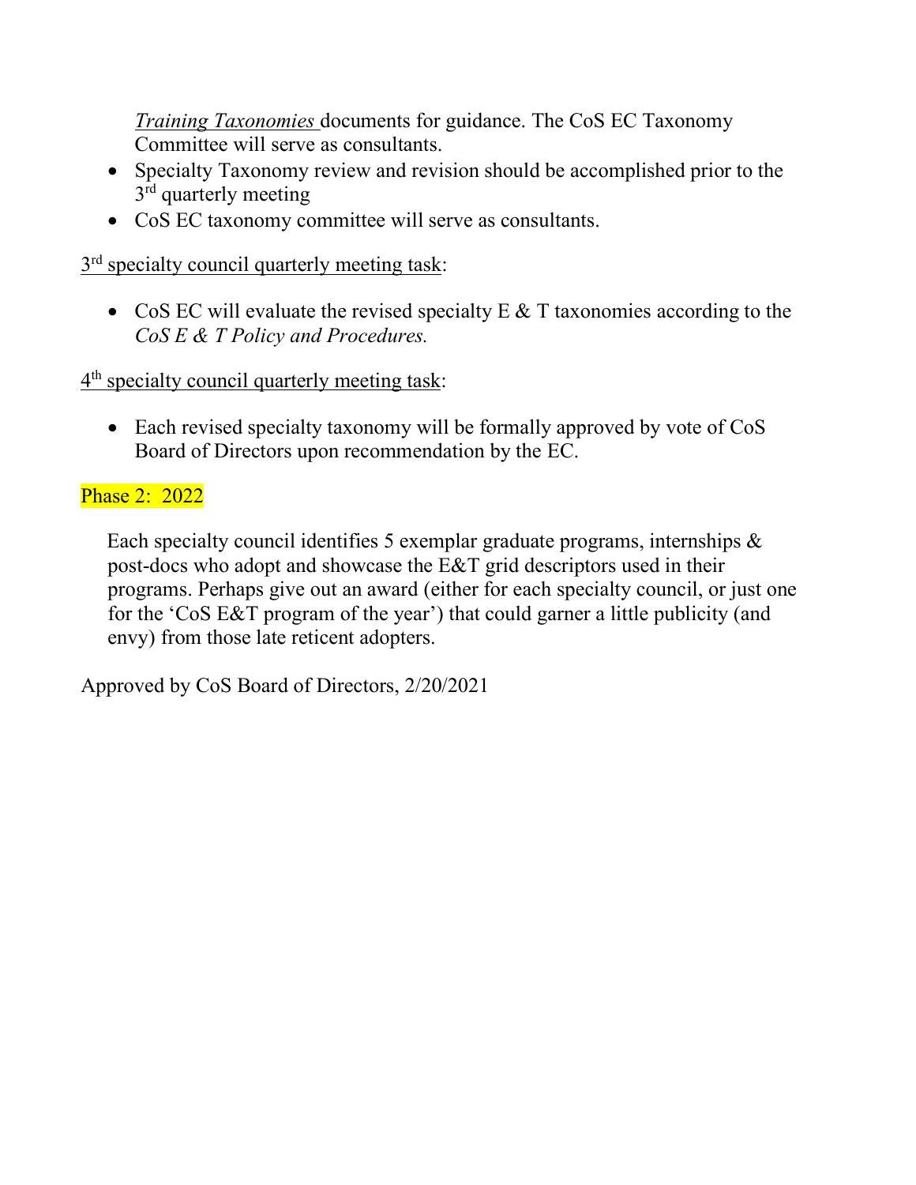*Training Taxonomies* documents for guidance. The CoS EC Taxonomy Committee will serve as consultants.

- Specialty Taxonomy review and revision should be accomplished prior to the 3rd quarterly meeting
- CoS EC taxonomy committee will serve as consultants.

3rd specialty council quarterly meeting task:

- CoS EC will evaluate the revised specialty E & T taxonomies according to the *CoS E & T Policy and Procedures.*

4th specialty council quarterly meeting task:

- Each revised specialty taxonomy will be formally approved by vote of CoS Board of Directors upon recommendation by the EC.

Phase 2: 2022

Each specialty council identifies 5 exemplar graduate programs, internships & post-docs who adopt and showcase the E&T grid descriptors used in their programs. Perhaps give out an award (either for each specialty council, or just one for the 'CoS E&T program of the year') that could garner a little publicity (and envy) from those late reticent adopters.

Approved by CoS Board of Directors, 2/20/2021